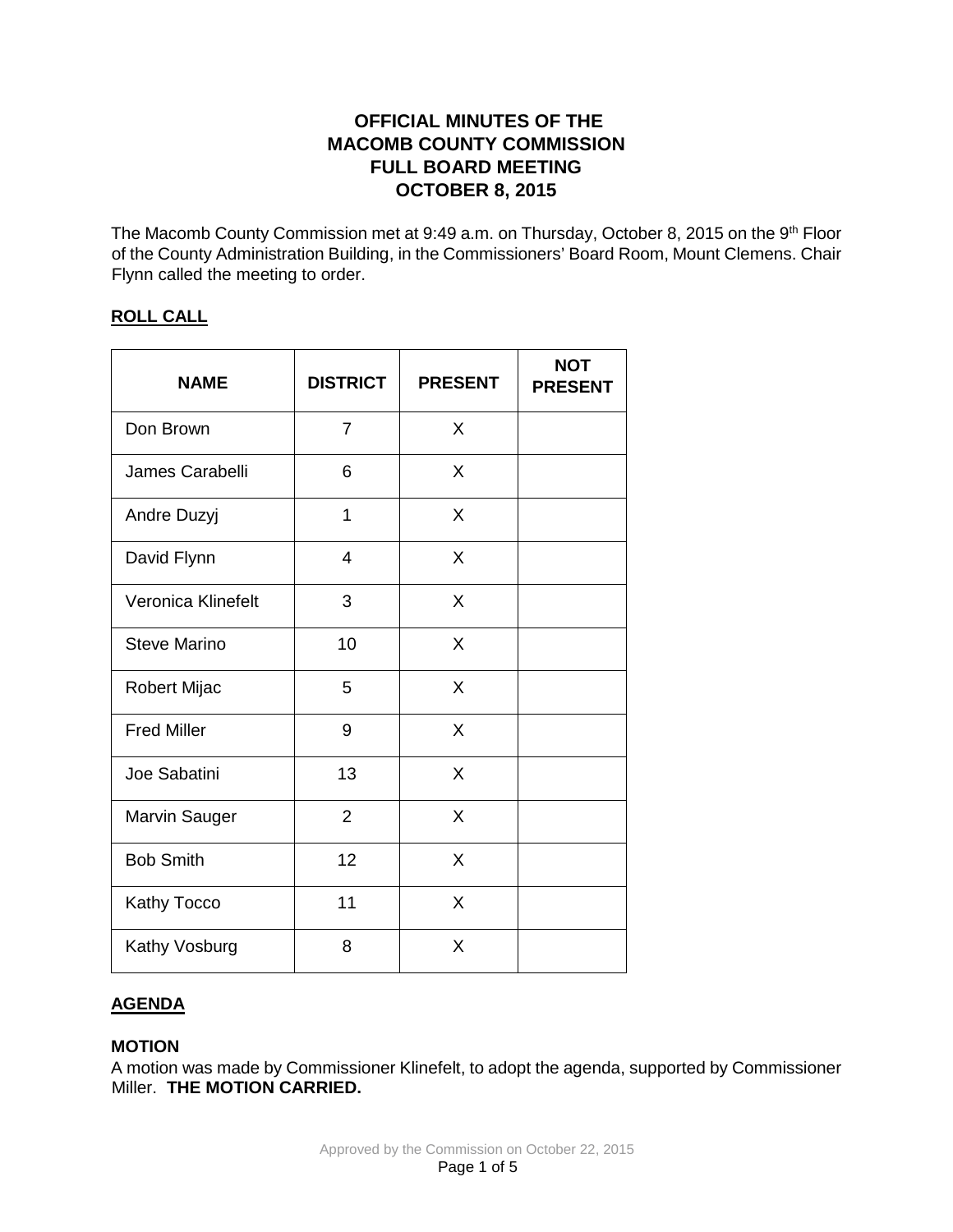# OFFICIAL MINUTES OF THE MACOMB COUNTY COMMISSION FULL BOARD MEETING OCTOBER 8, 2015

The Macomb County Commission met at 9:49 a.m. on Thursday, October 8, 2015 on the 9th Floor of the County Administration Building, in the Commissioners' Board Room, Mount Clemens. Chair Flynn called the meeting to order.

## ROLL CALL

| NAME | DISTRICT | PRESENT | NOT PRESENT |
|---|---|---|---|
| Don Brown | 7 | X | |
| James Carabelli | 6 | X | |
| Andre Duzyj | 1 | X | |
| David Flynn | 4 | X | |
| Veronica Klinefelt | 3 | X | |
| Steve Marino | 10 | X | |
| Robert Mijac | 5 | X | |
| Fred Miller | 9 | X | |
| Joe Sabatini | 13 | X | |
| Marvin Sauger | 2 | X | |
| Bob Smith | 12 | X | |
| Kathy Tocco | 11 | X | |
| Kathy Vosburg | 8 | X | |

## AGENDA

### MOTION

A motion was made by Commissioner Klinefelt, to adopt the agenda, supported by Commissioner Miller. **THE MOTION CARRIED.**

Approved by the Commission on October 22, 2015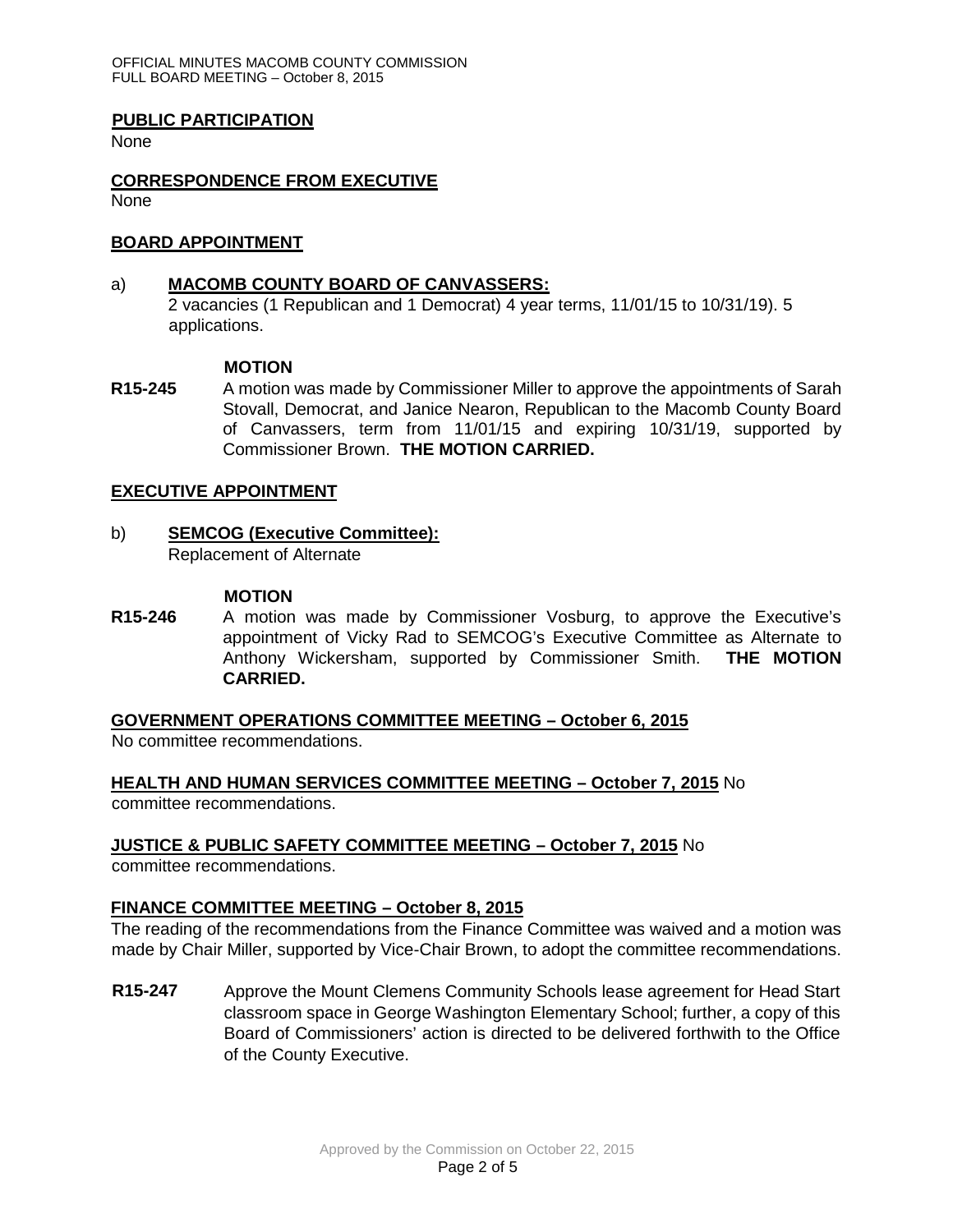## PUBLIC PARTICIPATION

None

## CORRESPONDENCE FROM EXECUTIVE

None

## BOARD APPOINTMENT

a) **MACOMB COUNTY BOARD OF CANVASSERS:**
2 vacancies (1 Republican and 1 Democrat) 4 year terms, 11/01/15 to 10/31/19). 5 applications.

**MOTION**

**R15-245** A motion was made by Commissioner Miller to approve the appointments of Sarah Stovall, Democrat, and Janice Nearon, Republican to the Macomb County Board of Canvassers, term from 11/01/15 and expiring 10/31/19, supported by Commissioner Brown. **THE MOTION CARRIED.**

## EXECUTIVE APPOINTMENT

b) **SEMCOG (Executive Committee):**
Replacement of Alternate

**MOTION**

**R15-246** A motion was made by Commissioner Vosburg, to approve the Executive's appointment of Vicky Rad to SEMCOG's Executive Committee as Alternate to Anthony Wickersham, supported by Commissioner Smith. **THE MOTION CARRIED.**

## GOVERNMENT OPERATIONS COMMITTEE MEETING – October 6, 2015

No committee recommendations.

## HEALTH AND HUMAN SERVICES COMMITTEE MEETING – October 7, 2015

No committee recommendations.

## JUSTICE & PUBLIC SAFETY COMMITTEE MEETING – October 7, 2015

No committee recommendations.

## FINANCE COMMITTEE MEETING – October 8, 2015

The reading of the recommendations from the Finance Committee was waived and a motion was made by Chair Miller, supported by Vice-Chair Brown, to adopt the committee recommendations.

**R15-247** Approve the Mount Clemens Community Schools lease agreement for Head Start classroom space in George Washington Elementary School; further, a copy of this Board of Commissioners' action is directed to be delivered forthwith to the Office of the County Executive.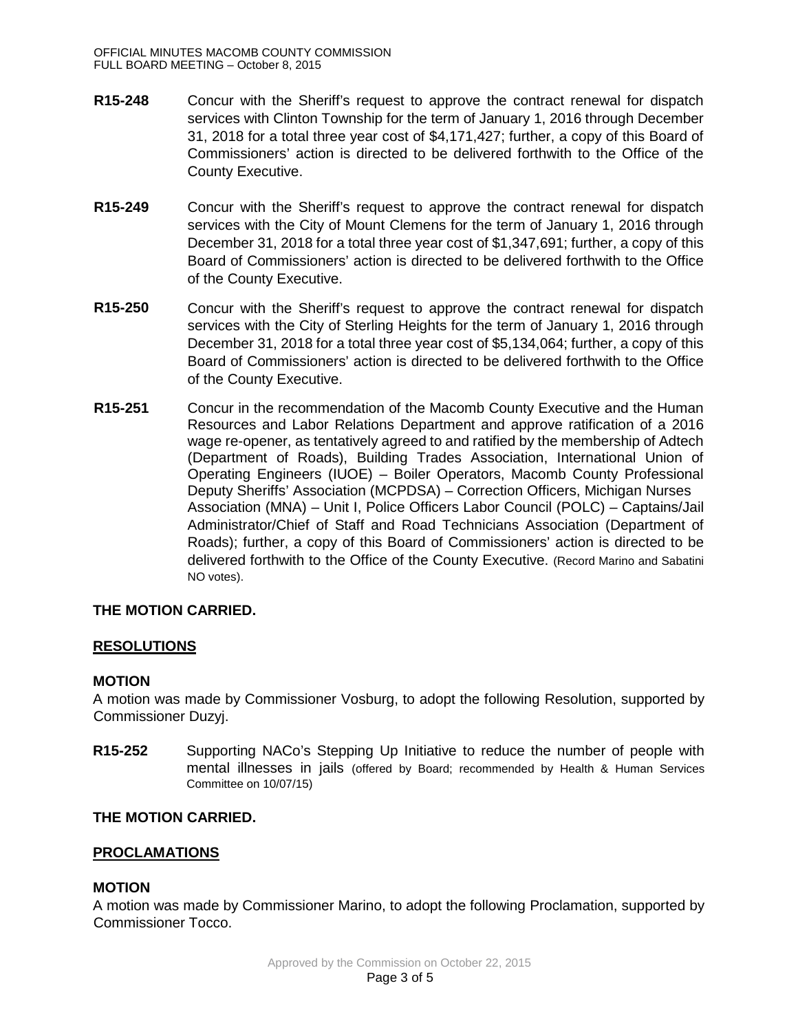**R15-248** Concur with the Sheriff's request to approve the contract renewal for dispatch services with Clinton Township for the term of January 1, 2016 through December 31, 2018 for a total three year cost of $4,171,427; further, a copy of this Board of Commissioners' action is directed to be delivered forthwith to the Office of the County Executive.

**R15-249** Concur with the Sheriff's request to approve the contract renewal for dispatch services with the City of Mount Clemens for the term of January 1, 2016 through December 31, 2018 for a total three year cost of $1,347,691; further, a copy of this Board of Commissioners' action is directed to be delivered forthwith to the Office of the County Executive.

**R15-250** Concur with the Sheriff's request to approve the contract renewal for dispatch services with the City of Sterling Heights for the term of January 1, 2016 through December 31, 2018 for a total three year cost of $5,134,064; further, a copy of this Board of Commissioners' action is directed to be delivered forthwith to the Office of the County Executive.

**R15-251** Concur in the recommendation of the Macomb County Executive and the Human Resources and Labor Relations Department and approve ratification of a 2016 wage re-opener, as tentatively agreed to and ratified by the membership of Adtech (Department of Roads), Building Trades Association, International Union of Operating Engineers (IUOE) – Boiler Operators, Macomb County Professional Deputy Sheriffs' Association (MCPDSA) – Correction Officers, Michigan Nurses Association (MNA) – Unit I, Police Officers Labor Council (POLC) – Captains/Jail Administrator/Chief of Staff and Road Technicians Association (Department of Roads); further, a copy of this Board of Commissioners' action is directed to be delivered forthwith to the Office of the County Executive. (Record Marino and Sabatini NO votes).

**THE MOTION CARRIED.**

## RESOLUTIONS

**MOTION**

A motion was made by Commissioner Vosburg, to adopt the following Resolution, supported by Commissioner Duzyj.

**R15-252** Supporting NACo's Stepping Up Initiative to reduce the number of people with mental illnesses in jails (offered by Board; recommended by Health & Human Services Committee on 10/07/15)

**THE MOTION CARRIED.**

## PROCLAMATIONS

**MOTION**

A motion was made by Commissioner Marino, to adopt the following Proclamation, supported by Commissioner Tocco.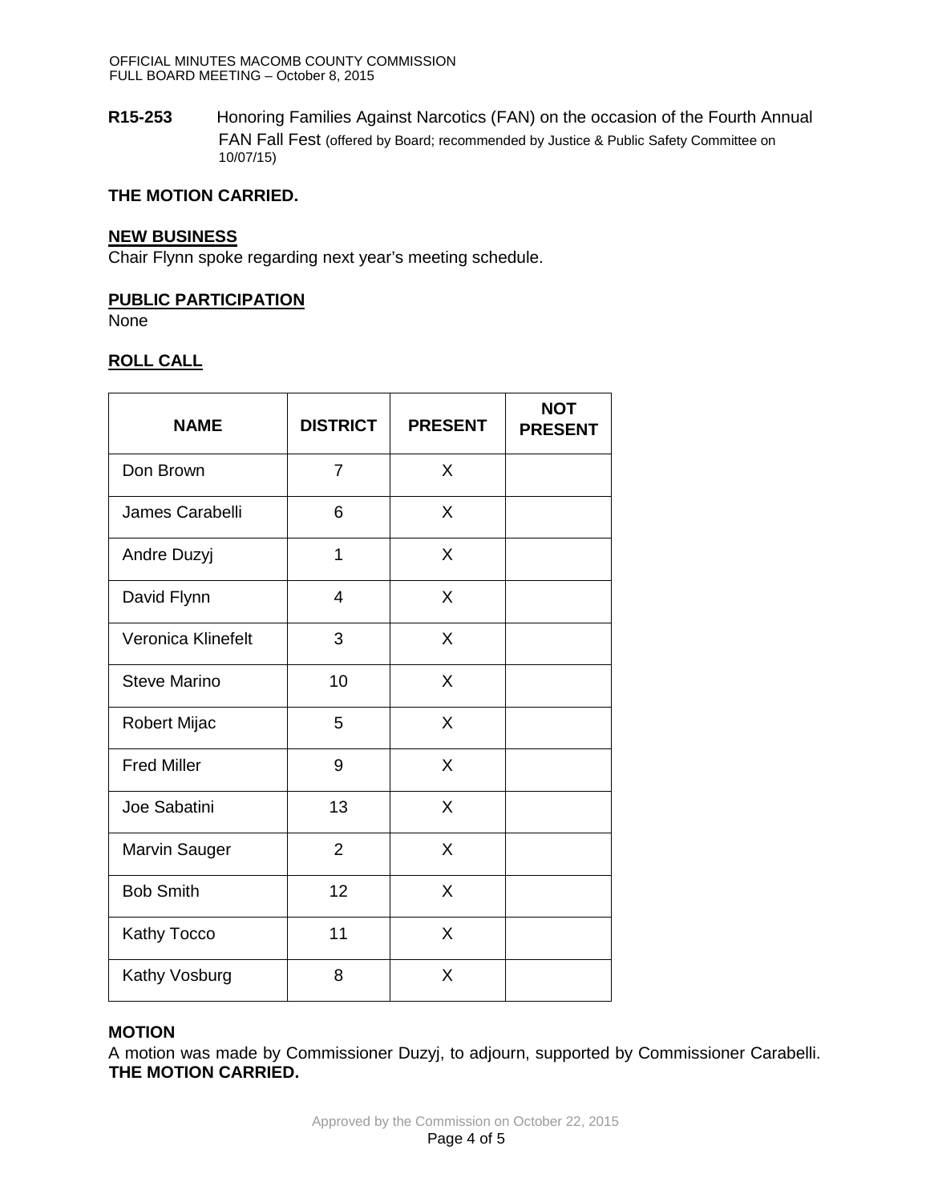**R15-253** Honoring Families Against Narcotics (FAN) on the occasion of the Fourth Annual FAN Fall Fest (offered by Board; recommended by Justice & Public Safety Committee on 10/07/15)

**THE MOTION CARRIED.**

## NEW BUSINESS

Chair Flynn spoke regarding next year's meeting schedule.

## PUBLIC PARTICIPATION

None

## ROLL CALL

| NAME | DISTRICT | PRESENT | NOT PRESENT |
|---|---|---|---|
| Don Brown | 7 | X | |
| James Carabelli | 6 | X | |
| Andre Duzyj | 1 | X | |
| David Flynn | 4 | X | |
| Veronica Klinefelt | 3 | X | |
| Steve Marino | 10 | X | |
| Robert Mijac | 5 | X | |
| Fred Miller | 9 | X | |
| Joe Sabatini | 13 | X | |
| Marvin Sauger | 2 | X | |
| Bob Smith | 12 | X | |
| Kathy Tocco | 11 | X | |
| Kathy Vosburg | 8 | X | |

## MOTION

A motion was made by Commissioner Duzyj, to adjourn, supported by Commissioner Carabelli.
**THE MOTION CARRIED.**

Approved by the Commission on October 22, 2015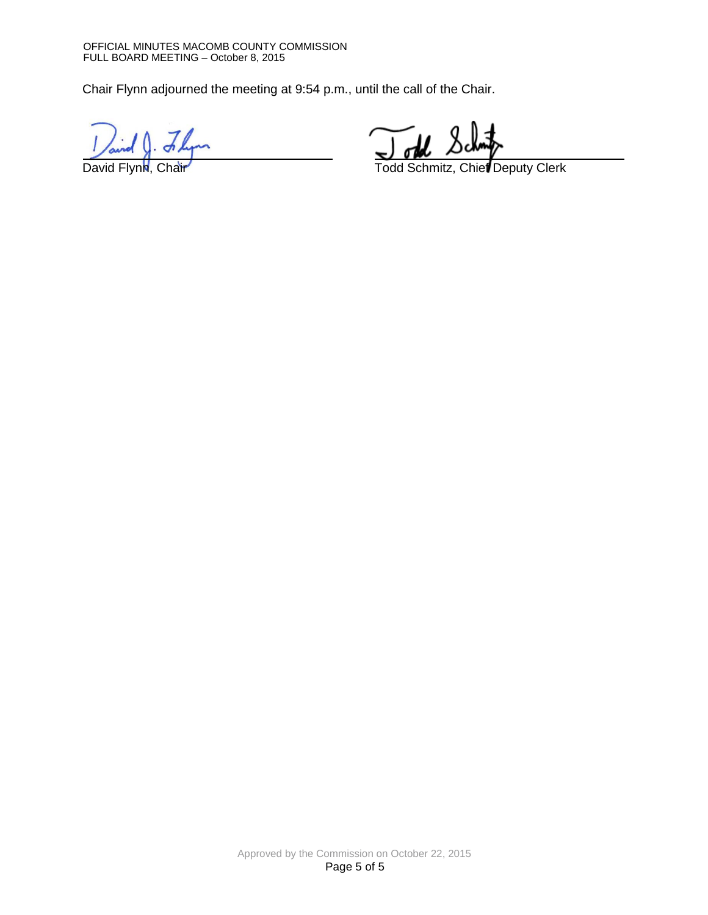Chair Flynn adjourned the meeting at 9:54 p.m., until the call of the Chair.

David Flynn, Chair

Todd Schmitz, Chief Deputy Clerk

Approved by the Commission on October 22, 2015